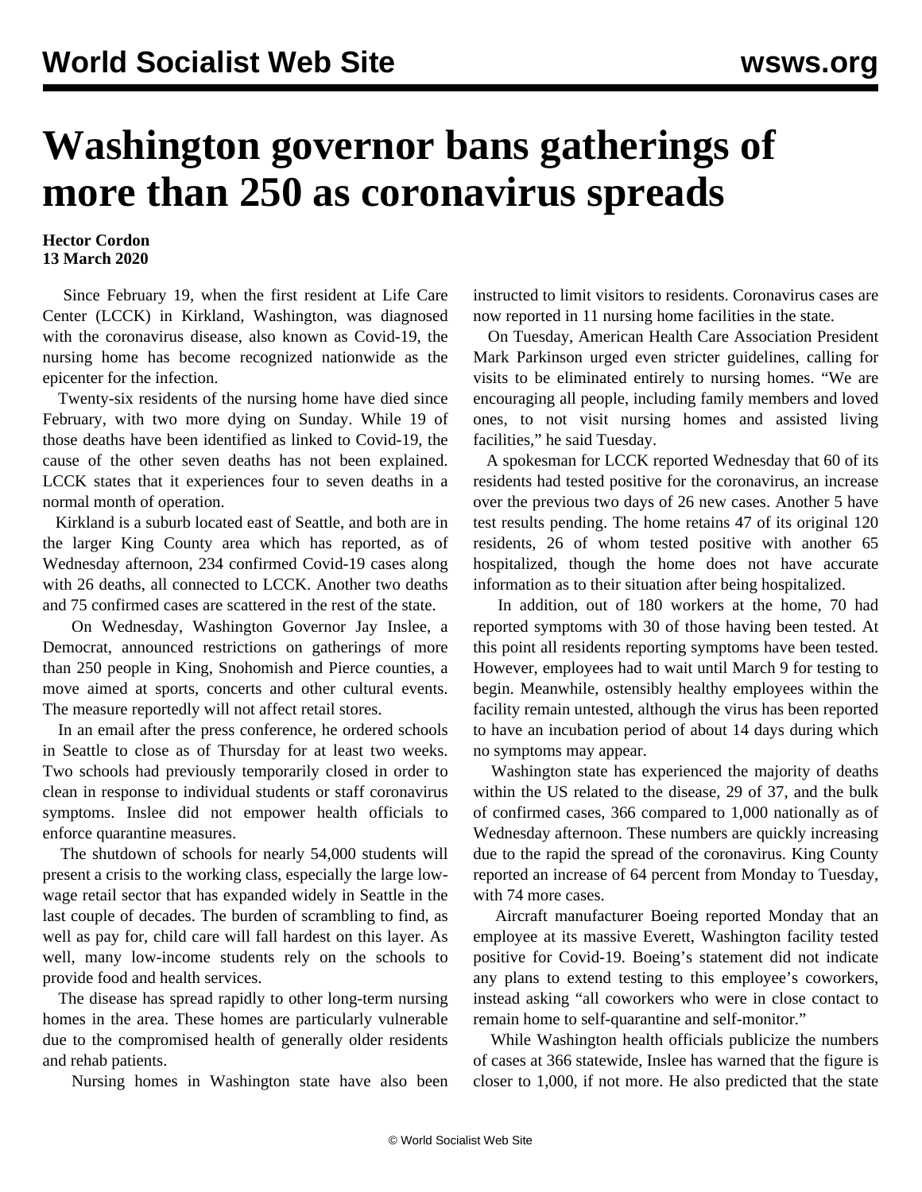# Washington governor bans gatherings of more than 250 as coronavirus spreads

**Hector Cordon**
**13 March 2020**

Since February 19, when the first resident at Life Care Center (LCCK) in Kirkland, Washington, was diagnosed with the coronavirus disease, also known as Covid-19, the nursing home has become recognized nationwide as the epicenter for the infection.

Twenty-six residents of the nursing home have died since February, with two more dying on Sunday. While 19 of those deaths have been identified as linked to Covid-19, the cause of the other seven deaths has not been explained. LCCK states that it experiences four to seven deaths in a normal month of operation.

Kirkland is a suburb located east of Seattle, and both are in the larger King County area which has reported, as of Wednesday afternoon, 234 confirmed Covid-19 cases along with 26 deaths, all connected to LCCK. Another two deaths and 75 confirmed cases are scattered in the rest of the state.

On Wednesday, Washington Governor Jay Inslee, a Democrat, announced restrictions on gatherings of more than 250 people in King, Snohomish and Pierce counties, a move aimed at sports, concerts and other cultural events. The measure reportedly will not affect retail stores.

In an email after the press conference, he ordered schools in Seattle to close as of Thursday for at least two weeks. Two schools had previously temporarily closed in order to clean in response to individual students or staff coronavirus symptoms. Inslee did not empower health officials to enforce quarantine measures.

The shutdown of schools for nearly 54,000 students will present a crisis to the working class, especially the large low-wage retail sector that has expanded widely in Seattle in the last couple of decades. The burden of scrambling to find, as well as pay for, child care will fall hardest on this layer. As well, many low-income students rely on the schools to provide food and health services.

The disease has spread rapidly to other long-term nursing homes in the area. These homes are particularly vulnerable due to the compromised health of generally older residents and rehab patients.

Nursing homes in Washington state have also been instructed to limit visitors to residents. Coronavirus cases are now reported in 11 nursing home facilities in the state.

On Tuesday, American Health Care Association President Mark Parkinson urged even stricter guidelines, calling for visits to be eliminated entirely to nursing homes. "We are encouraging all people, including family members and loved ones, to not visit nursing homes and assisted living facilities," he said Tuesday.

A spokesman for LCCK reported Wednesday that 60 of its residents had tested positive for the coronavirus, an increase over the previous two days of 26 new cases. Another 5 have test results pending. The home retains 47 of its original 120 residents, 26 of whom tested positive with another 65 hospitalized, though the home does not have accurate information as to their situation after being hospitalized.

In addition, out of 180 workers at the home, 70 had reported symptoms with 30 of those having been tested. At this point all residents reporting symptoms have been tested. However, employees had to wait until March 9 for testing to begin. Meanwhile, ostensibly healthy employees within the facility remain untested, although the virus has been reported to have an incubation period of about 14 days during which no symptoms may appear.

Washington state has experienced the majority of deaths within the US related to the disease, 29 of 37, and the bulk of confirmed cases, 366 compared to 1,000 nationally as of Wednesday afternoon. These numbers are quickly increasing due to the rapid the spread of the coronavirus. King County reported an increase of 64 percent from Monday to Tuesday, with 74 more cases.

Aircraft manufacturer Boeing reported Monday that an employee at its massive Everett, Washington facility tested positive for Covid-19. Boeing's statement did not indicate any plans to extend testing to this employee's coworkers, instead asking "all coworkers who were in close contact to remain home to self-quarantine and self-monitor."

While Washington health officials publicize the numbers of cases at 366 statewide, Inslee has warned that the figure is closer to 1,000, if not more. He also predicted that the state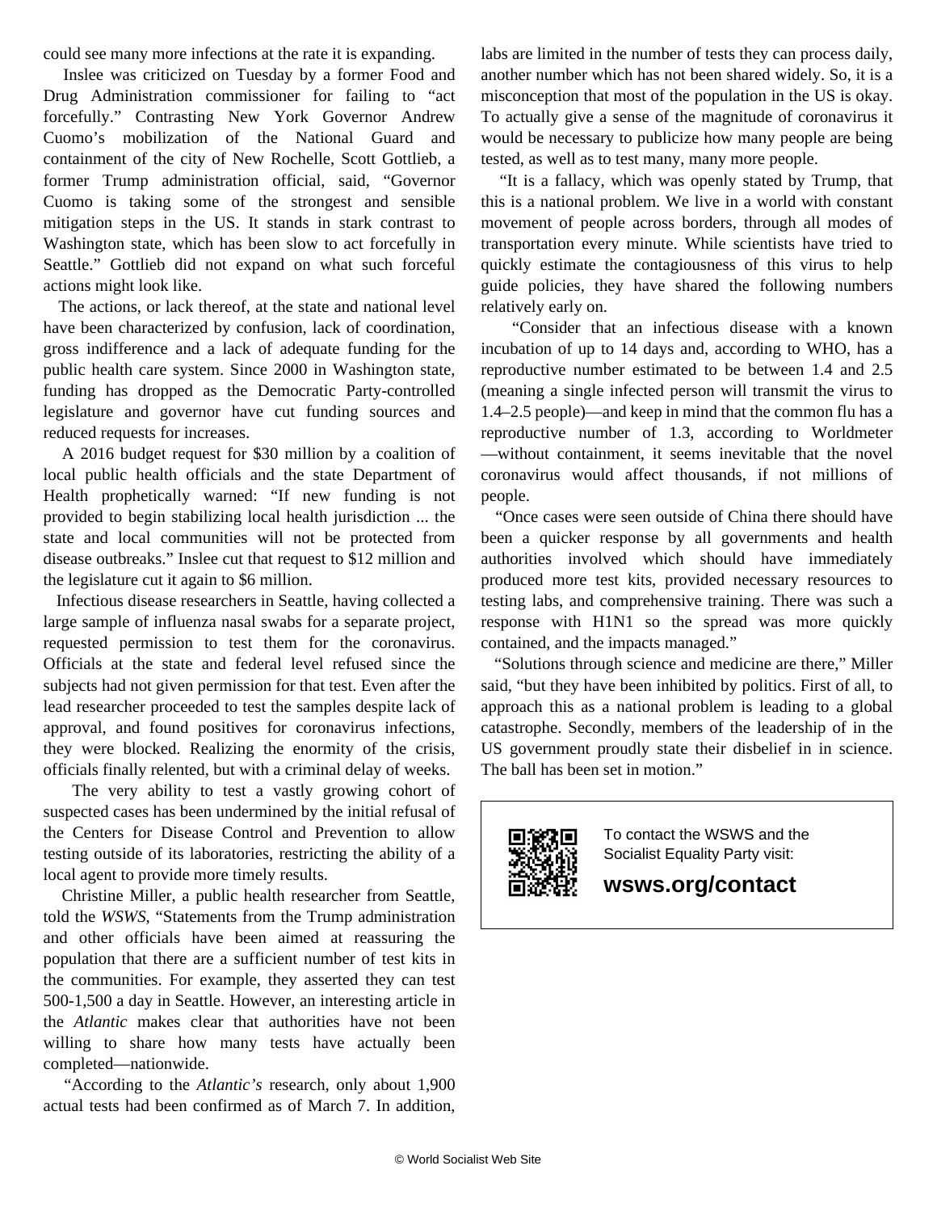could see many more infections at the rate it is expanding.

Inslee was criticized on Tuesday by a former Food and Drug Administration commissioner for failing to "act forcefully." Contrasting New York Governor Andrew Cuomo's mobilization of the National Guard and containment of the city of New Rochelle, Scott Gottlieb, a former Trump administration official, said, "Governor Cuomo is taking some of the strongest and sensible mitigation steps in the US. It stands in stark contrast to Washington state, which has been slow to act forcefully in Seattle." Gottlieb did not expand on what such forceful actions might look like.

The actions, or lack thereof, at the state and national level have been characterized by confusion, lack of coordination, gross indifference and a lack of adequate funding for the public health care system. Since 2000 in Washington state, funding has dropped as the Democratic Party-controlled legislature and governor have cut funding sources and reduced requests for increases.

A 2016 budget request for $30 million by a coalition of local public health officials and the state Department of Health prophetically warned: "If new funding is not provided to begin stabilizing local health jurisdiction ... the state and local communities will not be protected from disease outbreaks." Inslee cut that request to $12 million and the legislature cut it again to $6 million.

Infectious disease researchers in Seattle, having collected a large sample of influenza nasal swabs for a separate project, requested permission to test them for the coronavirus. Officials at the state and federal level refused since the subjects had not given permission for that test. Even after the lead researcher proceeded to test the samples despite lack of approval, and found positives for coronavirus infections, they were blocked. Realizing the enormity of the crisis, officials finally relented, but with a criminal delay of weeks.

The very ability to test a vastly growing cohort of suspected cases has been undermined by the initial refusal of the Centers for Disease Control and Prevention to allow testing outside of its laboratories, restricting the ability of a local agent to provide more timely results.

Christine Miller, a public health researcher from Seattle, told the *WSWS*, "Statements from the Trump administration and other officials have been aimed at reassuring the population that there are a sufficient number of test kits in the communities. For example, they asserted they can test 500-1,500 a day in Seattle. However, an interesting article in the *Atlantic* makes clear that authorities have not been willing to share how many tests have actually been completed—nationwide.

"According to the *Atlantic's* research, only about 1,900 actual tests had been confirmed as of March 7. In addition, labs are limited in the number of tests they can process daily, another number which has not been shared widely. So, it is a misconception that most of the population in the US is okay. To actually give a sense of the magnitude of coronavirus it would be necessary to publicize how many people are being tested, as well as to test many, many more people.

"It is a fallacy, which was openly stated by Trump, that this is a national problem. We live in a world with constant movement of people across borders, through all modes of transportation every minute. While scientists have tried to quickly estimate the contagiousness of this virus to help guide policies, they have shared the following numbers relatively early on.

"Consider that an infectious disease with a known incubation of up to 14 days and, according to WHO, has a reproductive number estimated to be between 1.4 and 2.5 (meaning a single infected person will transmit the virus to 1.4–2.5 people)—and keep in mind that the common flu has a reproductive number of 1.3, according to Worldmeter—without containment, it seems inevitable that the novel coronavirus would affect thousands, if not millions of people.

"Once cases were seen outside of China there should have been a quicker response by all governments and health authorities involved which should have immediately produced more test kits, provided necessary resources to testing labs, and comprehensive training. There was such a response with H1N1 so the spread was more quickly contained, and the impacts managed."

"Solutions through science and medicine are there," Miller said, "but they have been inhibited by politics. First of all, to approach this as a national problem is leading to a global catastrophe. Secondly, members of the leadership of in the US government proudly state their disbelief in in science. The ball has been set in motion."

To contact the WSWS and the Socialist Equality Party visit:

**wsws.org/contact**